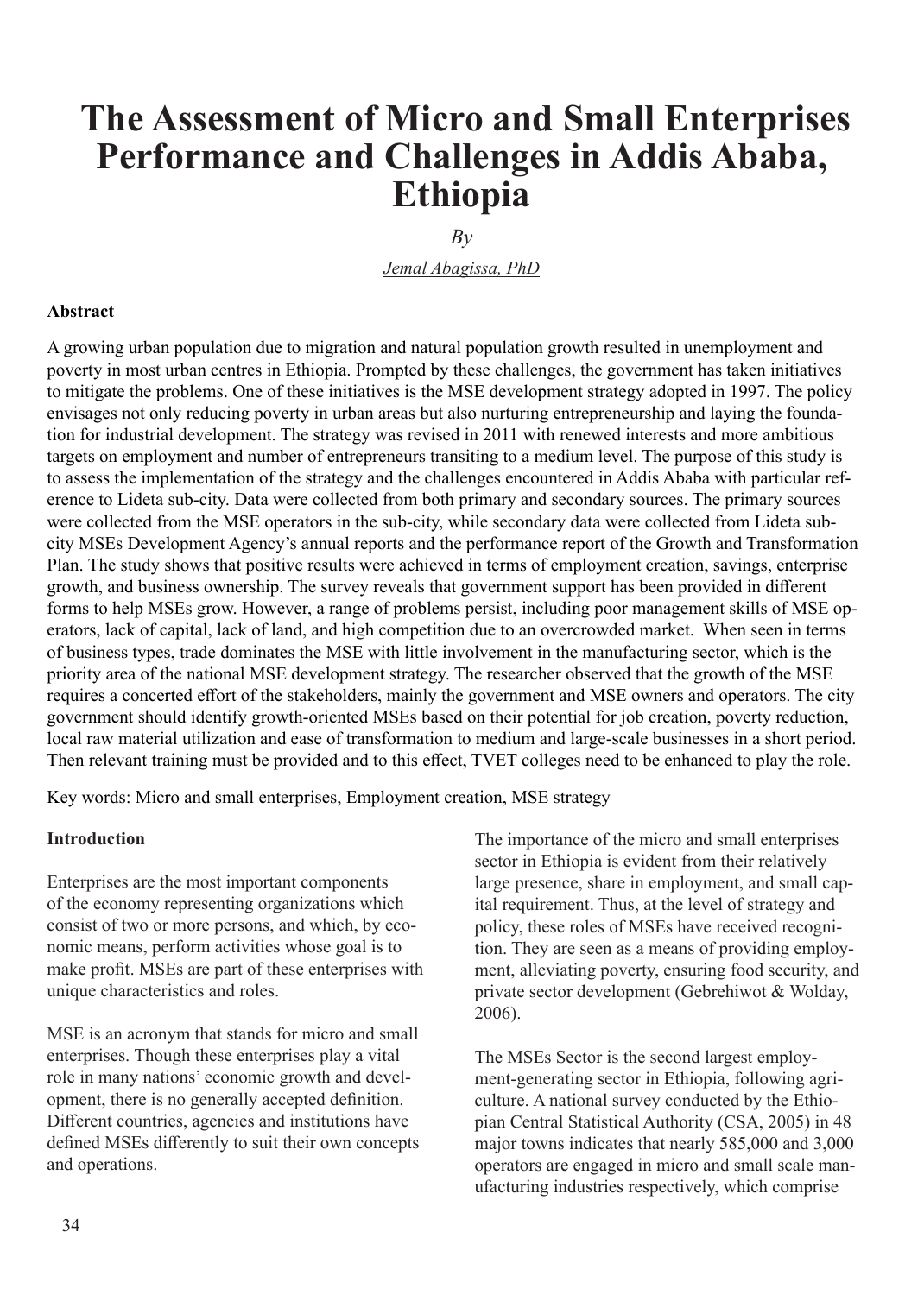# The Assessment of Micro and Small Enterprises Performance and Challenges in Addis Ababa, Ethiopia

*By*

*Jemal Abagissa, PhD*

**Abstract**

A growing urban population due to migration and natural population growth resulted in unemployment and poverty in most urban centres in Ethiopia. Prompted by these challenges, the government has taken initiatives to mitigate the problems. One of these initiatives is the MSE development strategy adopted in 1997. The policy envisages not only reducing poverty in urban areas but also nurturing entrepreneurship and laying the foundation for industrial development. The strategy was revised in 2011 with renewed interests and more ambitious targets on employment and number of entrepreneurs transiting to a medium level. The purpose of this study is to assess the implementation of the strategy and the challenges encountered in Addis Ababa with particular reference to Lideta sub-city. Data were collected from both primary and secondary sources. The primary sources were collected from the MSE operators in the sub-city, while secondary data were collected from Lideta sub-city MSEs Development Agency's annual reports and the performance report of the Growth and Transformation Plan. The study shows that positive results were achieved in terms of employment creation, savings, enterprise growth, and business ownership. The survey reveals that government support has been provided in different forms to help MSEs grow. However, a range of problems persist, including poor management skills of MSE operators, lack of capital, lack of land, and high competition due to an overcrowded market. When seen in terms of business types, trade dominates the MSE with little involvement in the manufacturing sector, which is the priority area of the national MSE development strategy. The researcher observed that the growth of the MSE requires a concerted effort of the stakeholders, mainly the government and MSE owners and operators. The city government should identify growth-oriented MSEs based on their potential for job creation, poverty reduction, local raw material utilization and ease of transformation to medium and large-scale businesses in a short period. Then relevant training must be provided and to this effect, TVET colleges need to be enhanced to play the role.

Key words: Micro and small enterprises, Employment creation, MSE strategy

**Introduction**

Enterprises are the most important components of the economy representing organizations which consist of two or more persons, and which, by economic means, perform activities whose goal is to make profit. MSEs are part of these enterprises with unique characteristics and roles.

MSE is an acronym that stands for micro and small enterprises. Though these enterprises play a vital role in many nations' economic growth and development, there is no generally accepted definition. Different countries, agencies and institutions have defined MSEs differently to suit their own concepts and operations.

The importance of the micro and small enterprises sector in Ethiopia is evident from their relatively large presence, share in employment, and small capital requirement. Thus, at the level of strategy and policy, these roles of MSEs have received recognition. They are seen as a means of providing employment, alleviating poverty, ensuring food security, and private sector development (Gebrehiwot & Wolday, 2006).

The MSEs Sector is the second largest employment-generating sector in Ethiopia, following agriculture. A national survey conducted by the Ethiopian Central Statistical Authority (CSA, 2005) in 48 major towns indicates that nearly 585,000 and 3,000 operators are engaged in micro and small scale manufacturing industries respectively, which comprise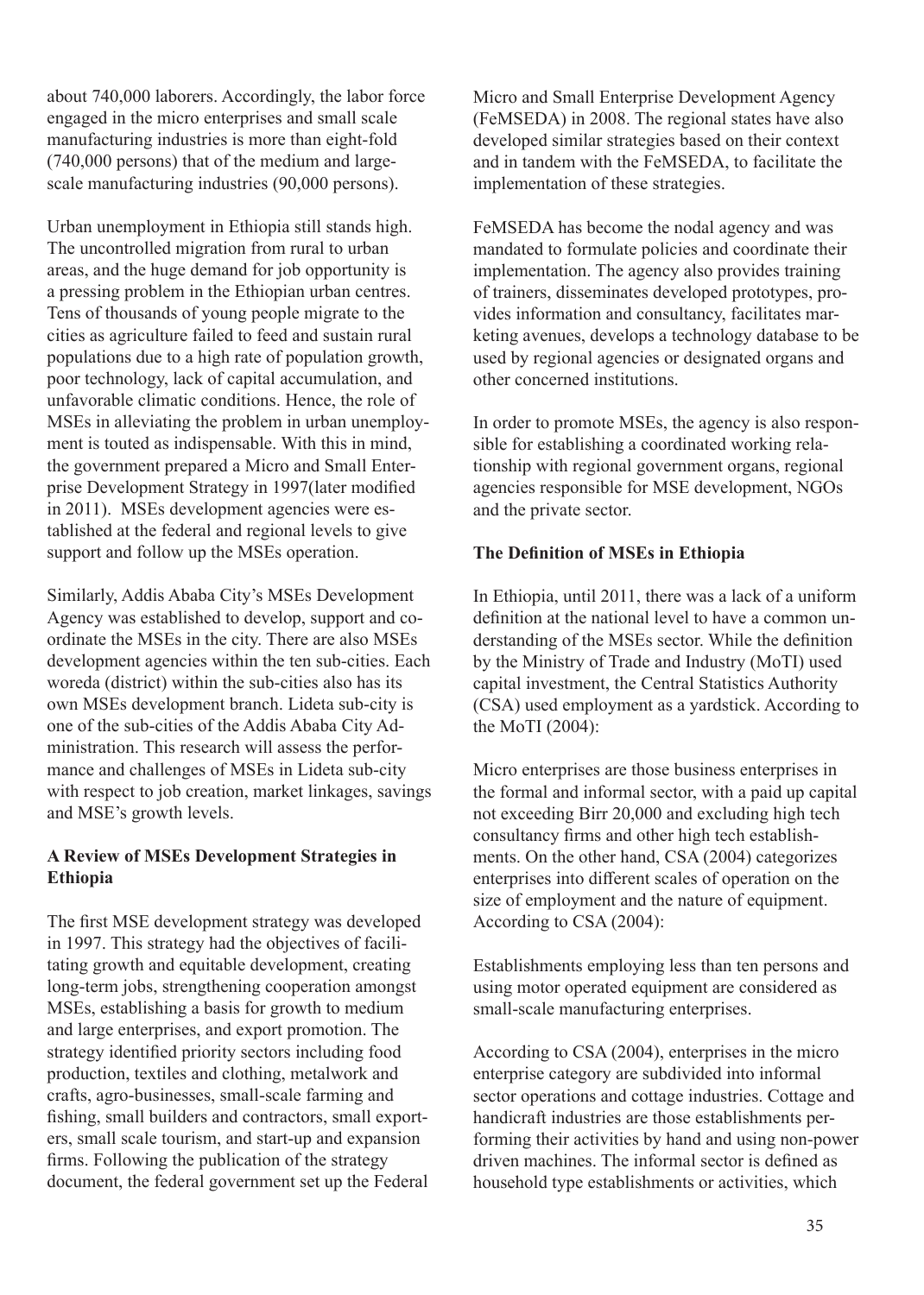about 740,000 laborers. Accordingly, the labor force engaged in the micro enterprises and small scale manufacturing industries is more than eight-fold (740,000 persons) that of the medium and large-scale manufacturing industries (90,000 persons).

Urban unemployment in Ethiopia still stands high. The uncontrolled migration from rural to urban areas, and the huge demand for job opportunity is a pressing problem in the Ethiopian urban centres. Tens of thousands of young people migrate to the cities as agriculture failed to feed and sustain rural populations due to a high rate of population growth, poor technology, lack of capital accumulation, and unfavorable climatic conditions. Hence, the role of MSEs in alleviating the problem in urban unemployment is touted as indispensable. With this in mind, the government prepared a Micro and Small Enterprise Development Strategy in 1997(later modified in 2011). MSEs development agencies were established at the federal and regional levels to give support and follow up the MSEs operation.

Similarly, Addis Ababa City's MSEs Development Agency was established to develop, support and coordinate the MSEs in the city. There are also MSEs development agencies within the ten sub-cities. Each woreda (district) within the sub-cities also has its own MSEs development branch. Lideta sub-city is one of the sub-cities of the Addis Ababa City Administration. This research will assess the performance and challenges of MSEs in Lideta sub-city with respect to job creation, market linkages, savings and MSE's growth levels.

### A Review of MSEs Development Strategies in Ethiopia

The first MSE development strategy was developed in 1997. This strategy had the objectives of facilitating growth and equitable development, creating long-term jobs, strengthening cooperation amongst MSEs, establishing a basis for growth to medium and large enterprises, and export promotion. The strategy identified priority sectors including food production, textiles and clothing, metalwork and crafts, agro-businesses, small-scale farming and fishing, small builders and contractors, small exporters, small scale tourism, and start-up and expansion firms. Following the publication of the strategy document, the federal government set up the Federal Micro and Small Enterprise Development Agency (FeMSEDA) in 2008. The regional states have also developed similar strategies based on their context and in tandem with the FeMSEDA, to facilitate the implementation of these strategies.

FeMSEDA has become the nodal agency and was mandated to formulate policies and coordinate their implementation. The agency also provides training of trainers, disseminates developed prototypes, provides information and consultancy, facilitates marketing avenues, develops a technology database to be used by regional agencies or designated organs and other concerned institutions.

In order to promote MSEs, the agency is also responsible for establishing a coordinated working relationship with regional government organs, regional agencies responsible for MSE development, NGOs and the private sector.

### The Definition of MSEs in Ethiopia

In Ethiopia, until 2011, there was a lack of a uniform definition at the national level to have a common understanding of the MSEs sector. While the definition by the Ministry of Trade and Industry (MoTI) used capital investment, the Central Statistics Authority (CSA) used employment as a yardstick. According to the MoTI (2004):

Micro enterprises are those business enterprises in the formal and informal sector, with a paid up capital not exceeding Birr 20,000 and excluding high tech consultancy firms and other high tech establishments. On the other hand, CSA (2004) categorizes enterprises into different scales of operation on the size of employment and the nature of equipment. According to CSA (2004):

Establishments employing less than ten persons and using motor operated equipment are considered as small-scale manufacturing enterprises.

According to CSA (2004), enterprises in the micro enterprise category are subdivided into informal sector operations and cottage industries. Cottage and handicraft industries are those establishments performing their activities by hand and using non-power driven machines. The informal sector is defined as household type establishments or activities, which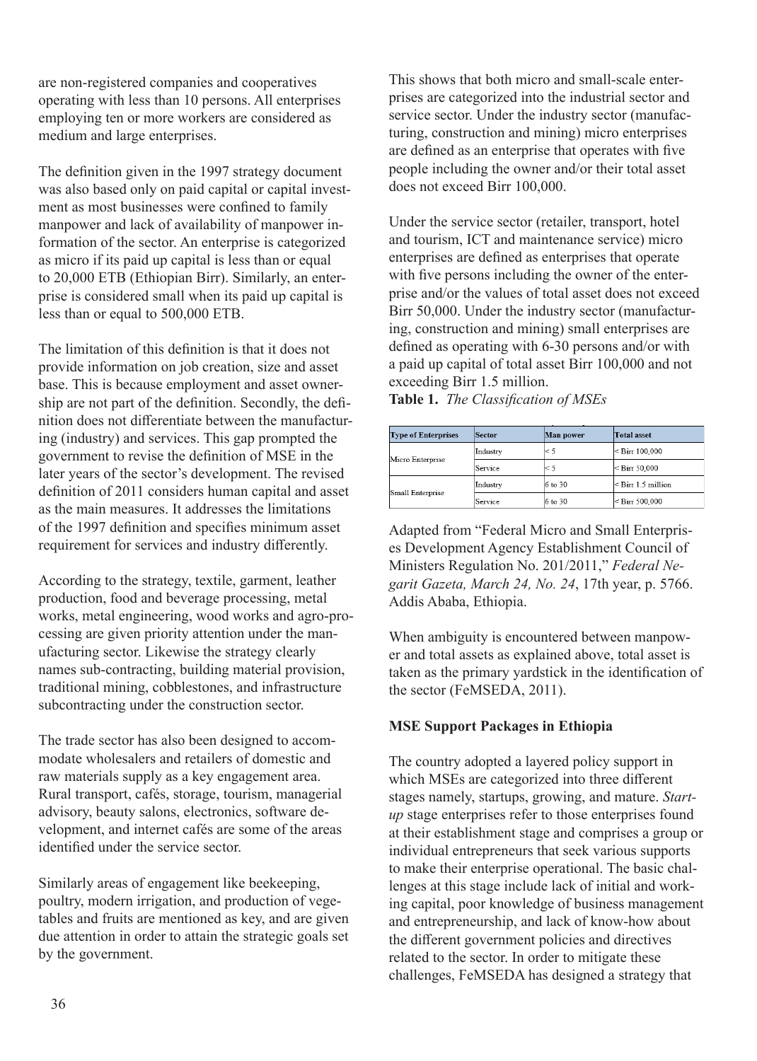are non-registered companies and cooperatives operating with less than 10 persons. All enterprises employing ten or more workers are considered as medium and large enterprises.

The definition given in the 1997 strategy document was also based only on paid capital or capital investment as most businesses were confined to family manpower and lack of availability of manpower information of the sector. An enterprise is categorized as micro if its paid up capital is less than or equal to 20,000 ETB (Ethiopian Birr). Similarly, an enterprise is considered small when its paid up capital is less than or equal to 500,000 ETB.

The limitation of this definition is that it does not provide information on job creation, size and asset base. This is because employment and asset ownership are not part of the definition. Secondly, the definition does not differentiate between the manufacturing (industry) and services. This gap prompted the government to revise the definition of MSE in the later years of the sector's development. The revised definition of 2011 considers human capital and asset as the main measures. It addresses the limitations of the 1997 definition and specifies minimum asset requirement for services and industry differently.

According to the strategy, textile, garment, leather production, food and beverage processing, metal works, metal engineering, wood works and agro-processing are given priority attention under the manufacturing sector. Likewise the strategy clearly names sub-contracting, building material provision, traditional mining, cobblestones, and infrastructure subcontracting under the construction sector.

The trade sector has also been designed to accommodate wholesalers and retailers of domestic and raw materials supply as a key engagement area. Rural transport, cafés, storage, tourism, managerial advisory, beauty salons, electronics, software development, and internet cafés are some of the areas identified under the service sector.

Similarly areas of engagement like beekeeping, poultry, modern irrigation, and production of vegetables and fruits are mentioned as key, and are given due attention in order to attain the strategic goals set by the government.

This shows that both micro and small-scale enterprises are categorized into the industrial sector and service sector. Under the industry sector (manufacturing, construction and mining) micro enterprises are defined as an enterprise that operates with five people including the owner and/or their total asset does not exceed Birr 100,000.

Under the service sector (retailer, transport, hotel and tourism, ICT and maintenance service) micro enterprises are defined as enterprises that operate with five persons including the owner of the enterprise and/or the values of total asset does not exceed Birr 50,000. Under the industry sector (manufacturing, construction and mining) small enterprises are defined as operating with 6-30 persons and/or with a paid up capital of total asset Birr 100,000 and not exceeding Birr 1.5 million.

**Table 1.** *The Classification of MSEs*

| Type of Enterprises | Sector | Man power | Total asset |
|---|---|---|---|
| Micro Enterprise | Industry | < 5 | < Birr 100,000 |
| | Service | < 5 | < Birr 50,000 |
| Small Enterprise | Industry | 6 to 30 | < Birr 1.5 million |
| | Service | 6 to 30 | < Birr 500,000 |

Adapted from "Federal Micro and Small Enterprises Development Agency Establishment Council of Ministers Regulation No. 201/2011," *Federal Negarit Gazeta, March 24, No. 24*, 17th year, p. 5766. Addis Ababa, Ethiopia.

When ambiguity is encountered between manpower and total assets as explained above, total asset is taken as the primary yardstick in the identification of the sector (FeMSEDA, 2011).

**MSE Support Packages in Ethiopia**

The country adopted a layered policy support in which MSEs are categorized into three different stages namely, startups, growing, and mature. *Start-up* stage enterprises refer to those enterprises found at their establishment stage and comprises a group or individual entrepreneurs that seek various supports to make their enterprise operational. The basic challenges at this stage include lack of initial and working capital, poor knowledge of business management and entrepreneurship, and lack of know-how about the different government policies and directives related to the sector. In order to mitigate these challenges, FeMSEDA has designed a strategy that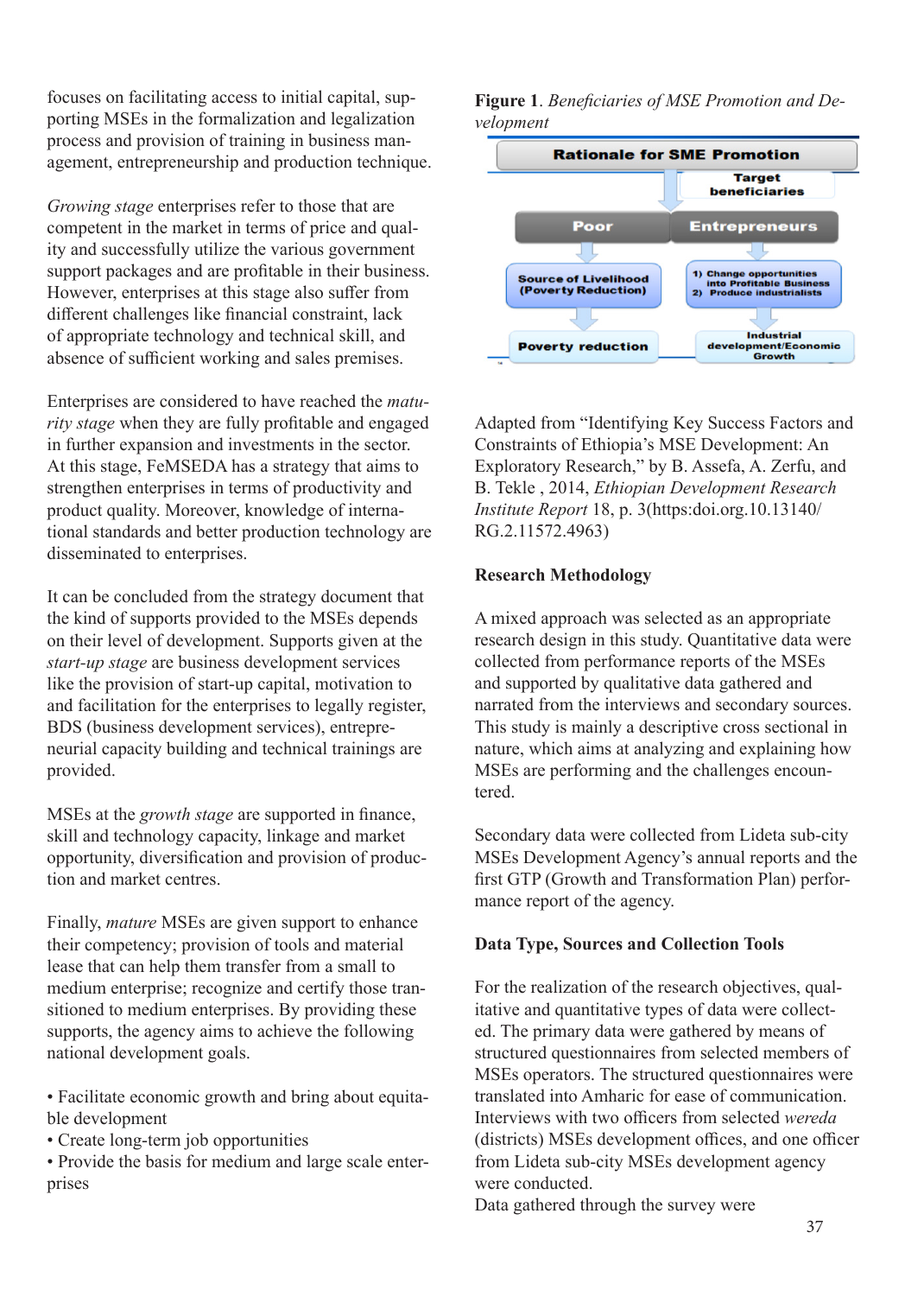focuses on facilitating access to initial capital, supporting MSEs in the formalization and legalization process and provision of training in business management, entrepreneurship and production technique.

*Growing stage* enterprises refer to those that are competent in the market in terms of price and quality and successfully utilize the various government support packages and are profitable in their business. However, enterprises at this stage also suffer from different challenges like financial constraint, lack of appropriate technology and technical skill, and absence of sufficient working and sales premises.

Enterprises are considered to have reached the *maturity stage* when they are fully profitable and engaged in further expansion and investments in the sector. At this stage, FeMSEDA has a strategy that aims to strengthen enterprises in terms of productivity and product quality. Moreover, knowledge of international standards and better production technology are disseminated to enterprises.

It can be concluded from the strategy document that the kind of supports provided to the MSEs depends on their level of development. Supports given at the *start-up stage* are business development services like the provision of start-up capital, motivation to and facilitation for the enterprises to legally register, BDS (business development services), entrepreneurial capacity building and technical trainings are provided.

MSEs at the *growth stage* are supported in finance, skill and technology capacity, linkage and market opportunity, diversification and provision of production and market centres.

Finally, *mature* MSEs are given support to enhance their competency; provision of tools and material lease that can help them transfer from a small to medium enterprise; recognize and certify those transitioned to medium enterprises. By providing these supports, the agency aims to achieve the following national development goals.

- Facilitate economic growth and bring about equitable development
- Create long-term job opportunities
- Provide the basis for medium and large scale enterprises

**Figure 1**. *Beneficiaries of MSE Promotion and Development*

Rationale for SME Promotion

Target beneficiaries

Poor | Entrepreneurs

Source of Livelihood (Poverty Reduction) | 1) Change opportunities into Profitable Business 2) Produce industrialists

Poverty reduction | Industrial development/Economic Growth

Adapted from "Identifying Key Success Factors and Constraints of Ethiopia's MSE Development: An Exploratory Research," by B. Assefa, A. Zerfu, and B. Tekle , 2014, *Ethiopian Development Research Institute Report* 18, p. 3(https:doi.org.10.13140/RG.2.11572.4963)

**Research Methodology**

A mixed approach was selected as an appropriate research design in this study. Quantitative data were collected from performance reports of the MSEs and supported by qualitative data gathered and narrated from the interviews and secondary sources. This study is mainly a descriptive cross sectional in nature, which aims at analyzing and explaining how MSEs are performing and the challenges encountered.

Secondary data were collected from Lideta sub-city MSEs Development Agency's annual reports and the first GTP (Growth and Transformation Plan) performance report of the agency.

**Data Type, Sources and Collection Tools**

For the realization of the research objectives, qualitative and quantitative types of data were collected. The primary data were gathered by means of structured questionnaires from selected members of MSEs operators. The structured questionnaires were translated into Amharic for ease of communication. Interviews with two officers from selected *wereda* (districts) MSEs development offices, and one officer from Lideta sub-city MSEs development agency were conducted.

Data gathered through the survey were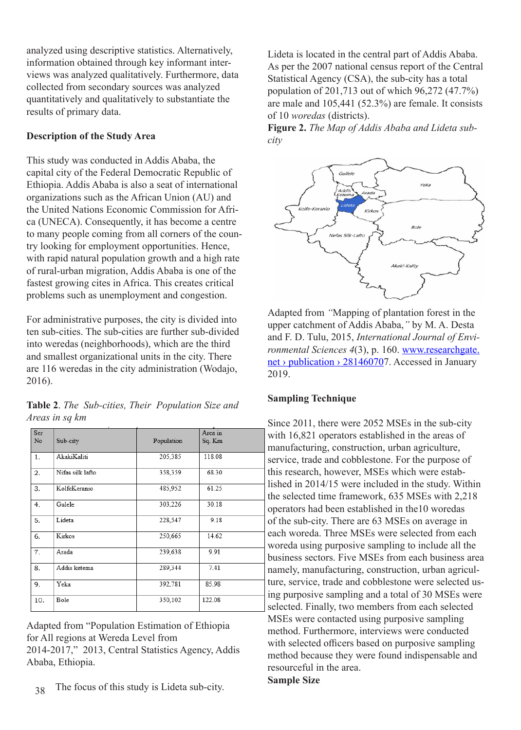analyzed using descriptive statistics. Alternatively, information obtained through key informant interviews was analyzed qualitatively. Furthermore, data collected from secondary sources was analyzed quantitatively and qualitatively to substantiate the results of primary data.

### Description of the Study Area

This study was conducted in Addis Ababa, the capital city of the Federal Democratic Republic of Ethiopia. Addis Ababa is also a seat of international organizations such as the African Union (AU) and the United Nations Economic Commission for Africa (UNECA). Consequently, it has become a centre to many people coming from all corners of the country looking for employment opportunities. Hence, with rapid natural population growth and a high rate of rural-urban migration, Addis Ababa is one of the fastest growing cites in Africa. This creates critical problems such as unemployment and congestion.

For administrative purposes, the city is divided into ten sub-cities. The sub-cities are further sub-divided into weredas (neighborhoods), which are the third and smallest organizational units in the city. There are 116 weredas in the city administration (Wodajo, 2016).

**Table 2**. *The Sub-cities, Their Population Size and Areas in sq km*

| Ser No | Sub-city | Population | Area in Sq. Km |
|---|---|---|---|
| 1. | AkakiKaliti | 205,385 | 118.08 |
| 2. | Nifas silk lafto | 358,359 | 68.30 |
| 3. | KolfeKeranio | 485,952 | 61.25 |
| 4. | Gulele | 303,226 | 30.18 |
| 5. | Lideta | 228,547 | 9.18 |
| 6. | Kirkos | 250,665 | 14.62 |
| 7. | Arada | 239,638 | 9.91 |
| 8. | Addis ketema | 289,344 | 7.41 |
| 9. | Yeka | 392,781 | 85.98 |
| 10. | Bole | 350,102 | 122.08 |

Adapted from "Population Estimation of Ethiopia for All regions at Wereda Level from 2014-2017," 2013, Central Statistics Agency, Addis Ababa, Ethiopia.

The focus of this study is Lideta sub-city.

Lideta is located in the central part of Addis Ababa. As per the 2007 national census report of the Central Statistical Agency (CSA), the sub-city has a total population of 201,713 out of which 96,272 (47.7%) are male and 105,441 (52.3%) are female. It consists of 10 *woredas* (districts).

**Figure 2.** *The Map of Addis Ababa and Lideta sub-city*

Adapted from *"*Mapping of plantation forest in the upper catchment of Addis Ababa,*"* by M. A. Desta and F. D. Tulu, 2015, *International Journal of Environmental Sciences 4*(3), p. 160. www.researchgate.net › publication › 281460707. Accessed in January 2019.

### Sampling Technique

Since 2011, there were 2052 MSEs in the sub-city with 16,821 operators established in the areas of manufacturing, construction, urban agriculture, service, trade and cobblestone. For the purpose of this research, however, MSEs which were established in 2014/15 were included in the study. Within the selected time framework, 635 MSEs with 2,218 operators had been established in the10 woredas of the sub-city. There are 63 MSEs on average in each woreda. Three MSEs were selected from each woreda using purposive sampling to include all the business sectors. Five MSEs from each business area namely, manufacturing, construction, urban agriculture, service, trade and cobblestone were selected using purposive sampling and a total of 30 MSEs were selected. Finally, two members from each selected MSEs were contacted using purposive sampling method. Furthermore, interviews were conducted with selected officers based on purposive sampling method because they were found indispensable and resourceful in the area.

### Sample Size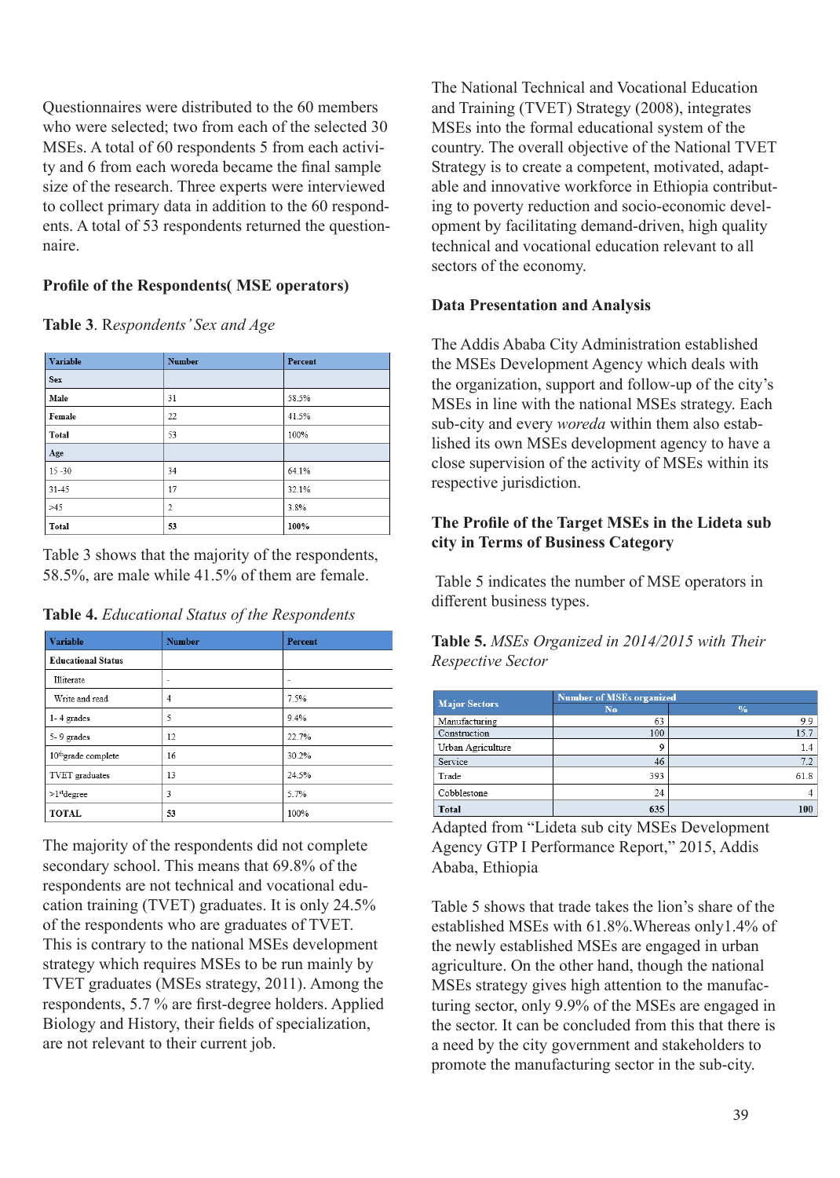Questionnaires were distributed to the 60 members who were selected; two from each of the selected 30 MSEs. A total of 60 respondents 5 from each activity and 6 from each woreda became the final sample size of the research. Three experts were interviewed to collect primary data in addition to the 60 respondents. A total of 53 respondents returned the questionnaire.

**Profile of the Respondents( MSE operators)**

**Table 3**. R*espondents' Sex and Age*

| Variable | Number | Percent |
|---|---|---|
| **Sex** | | |
| **Male** | 31 | 58.5% |
| **Female** | 22 | 41.5% |
| **Total** | 53 | 100% |
| **Age** | | |
| 15 -30 | 34 | 64.1% |
| 31-45 | 17 | 32.1% |
| >45 | 2 | 3.8% |
| **Total** | **53** | **100%** |

Table 3 shows that the majority of the respondents, 58.5%, are male while 41.5% of them are female.

**Table 4.** *Educational Status of the Respondents*

| Variable | Number | Percent |
|---|---|---|
| **Educational Status** | | |
| Illiterate | - | - |
| Write and read | 4 | 7.5% |
| 1- 4 grades | 5 | 9.4% |
| 5- 9 grades | 12 | 22.7% |
| 10thgrade complete | 16 | 30.2% |
| TVET graduates | 13 | 24.5% |
| >1stdegree | 3 | 5.7% |
| **TOTAL** | **53** | 100% |

The majority of the respondents did not complete secondary school. This means that 69.8% of the respondents are not technical and vocational education training (TVET) graduates. It is only 24.5% of the respondents who are graduates of TVET. This is contrary to the national MSEs development strategy which requires MSEs to be run mainly by TVET graduates (MSEs strategy, 2011). Among the respondents, 5.7 % are first-degree holders. Applied Biology and History, their fields of specialization, are not relevant to their current job.

The National Technical and Vocational Education and Training (TVET) Strategy (2008), integrates MSEs into the formal educational system of the country. The overall objective of the National TVET Strategy is to create a competent, motivated, adaptable and innovative workforce in Ethiopia contributing to poverty reduction and socio-economic development by facilitating demand-driven, high quality technical and vocational education relevant to all sectors of the economy.

**Data Presentation and Analysis**

The Addis Ababa City Administration established the MSEs Development Agency which deals with the organization, support and follow-up of the city's MSEs in line with the national MSEs strategy. Each sub-city and every *woreda* within them also established its own MSEs development agency to have a close supervision of the activity of MSEs within its respective jurisdiction.

**The Profile of the Target MSEs in the Lideta sub city in Terms of Business Category**

Table 5 indicates the number of MSE operators in different business types.

**Table 5.** *MSEs Organized in 2014/2015 with Their Respective Sector*

| Major Sectors | Number of MSEs organized | |
|---|---|---|
| | No | % |
| Manufacturing | 63 | 9.9 |
| Construction | 100 | 15.7 |
| Urban Agriculture | 9 | 1.4 |
| Service | 46 | 7.2 |
| Trade | 393 | 61.8 |
| Cobblestone | 24 | 4 |
| **Total** | **635** | **100** |

Adapted from "Lideta sub city MSEs Development Agency GTP I Performance Report," 2015, Addis Ababa, Ethiopia

Table 5 shows that trade takes the lion's share of the established MSEs with 61.8%.Whereas only1.4% of the newly established MSEs are engaged in urban agriculture. On the other hand, though the national MSEs strategy gives high attention to the manufacturing sector, only 9.9% of the MSEs are engaged in the sector. It can be concluded from this that there is a need by the city government and stakeholders to promote the manufacturing sector in the sub-city.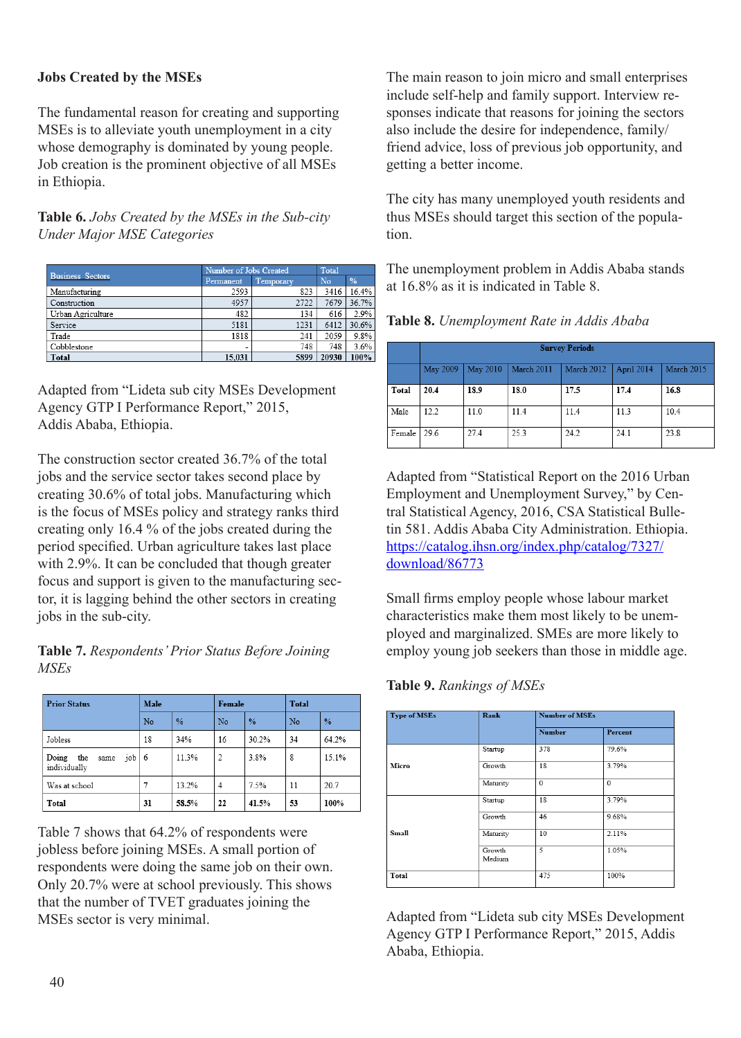### Jobs Created by the MSEs

The fundamental reason for creating and supporting MSEs is to alleviate youth unemployment in a city whose demography is dominated by young people. Job creation is the prominent objective of all MSEs in Ethiopia.

**Table 6.** *Jobs Created by the MSEs in the Sub-city Under Major MSE Categories*

| Business Sectors | Number of Jobs Created | | Total | |
|---|---|---|---|---|
| | Permanent | Temporary | No | % |
| Manufacturing | 2593 | 823 | 3416 | 16.4% |
| Construction | 4957 | 2722 | 7679 | 36.7% |
| Urban Agriculture | 482 | 134 | 616 | 2.9% |
| Service | 5181 | 1231 | 6412 | 30.6% |
| Trade | 1818 | 241 | 2059 | 9.8% |
| Cobblestone | - | 748 | 748 | 3.6% |
| **Total** | 15,031 | 5899 | 20930 | 100% |

Adapted from "Lideta sub city MSEs Development Agency GTP I Performance Report," 2015, Addis Ababa, Ethiopia.

The construction sector created 36.7% of the total jobs and the service sector takes second place by creating 30.6% of total jobs. Manufacturing which is the focus of MSEs policy and strategy ranks third creating only 16.4 % of the jobs created during the period specified. Urban agriculture takes last place with 2.9%. It can be concluded that though greater focus and support is given to the manufacturing sector, it is lagging behind the other sectors in creating jobs in the sub-city.

**Table 7.** *Respondents' Prior Status Before Joining MSEs*

| Prior Status | Male | | Female | | Total | |
|---|---|---|---|---|---|---|
| | No | % | No | % | No | % |
| Jobless | 18 | 34% | 16 | 30.2% | 34 | 64.2% |
| Doing the same job individually | 6 | 11.3% | 2 | 3.8% | 8 | 15.1% |
| Was at school | 7 | 13.2% | 4 | 7.5% | 11 | 20.7 |
| **Total** | **31** | **58.5%** | **22** | **41.5%** | **53** | **100%** |

Table 7 shows that 64.2% of respondents were jobless before joining MSEs. A small portion of respondents were doing the same job on their own. Only 20.7% were at school previously. This shows that the number of TVET graduates joining the MSEs sector is very minimal.

The main reason to join micro and small enterprises include self-help and family support. Interview responses indicate that reasons for joining the sectors also include the desire for independence, family/friend advice, loss of previous job opportunity, and getting a better income.

The city has many unemployed youth residents and thus MSEs should target this section of the population.

The unemployment problem in Addis Ababa stands at 16.8% as it is indicated in Table 8.

**Table 8.** *Unemployment Rate in Addis Ababa*

| | Survey Periods | | | | | |
|---|---|---|---|---|---|---|
| | May 2009 | May 2010 | March 2011 | March 2012 | April 2014 | March 2015 |
| **Total** | **20.4** | **18.9** | **18.0** | **17.5** | **17.4** | **16.8** |
| Male | 12.2 | 11.0 | 11.4 | 11.4 | 11.3 | 10.4 |
| Female | 29.6 | 27.4 | 25.3 | 24.2 | 24.1 | 23.8 |

Adapted from "Statistical Report on the 2016 Urban Employment and Unemployment Survey," by Central Statistical Agency, 2016, CSA Statistical Bulletin 581. Addis Ababa City Administration. Ethiopia. https://catalog.ihsn.org/index.php/catalog/7327/download/86773

Small firms employ people whose labour market characteristics make them most likely to be unemployed and marginalized. SMEs are more likely to employ young job seekers than those in middle age.

**Table 9.** *Rankings of MSEs*

| Type of MSEs | Rank | Number of MSEs | |
|---|---|---|---|
| | | Number | Percent |
| Micro | Startup | 378 | 79.6% |
| | Growth | 18 | 3.79% |
| | Maturity | 0 | 0 |
| Small | Startup | 18 | 3.79% |
| | Growth | 46 | 9.68% |
| | Maturity | 10 | 2.11% |
| | Growth Medium | 5 | 1.05% |
| Total | | 475 | 100% |

Adapted from "Lideta sub city MSEs Development Agency GTP I Performance Report," 2015, Addis Ababa, Ethiopia.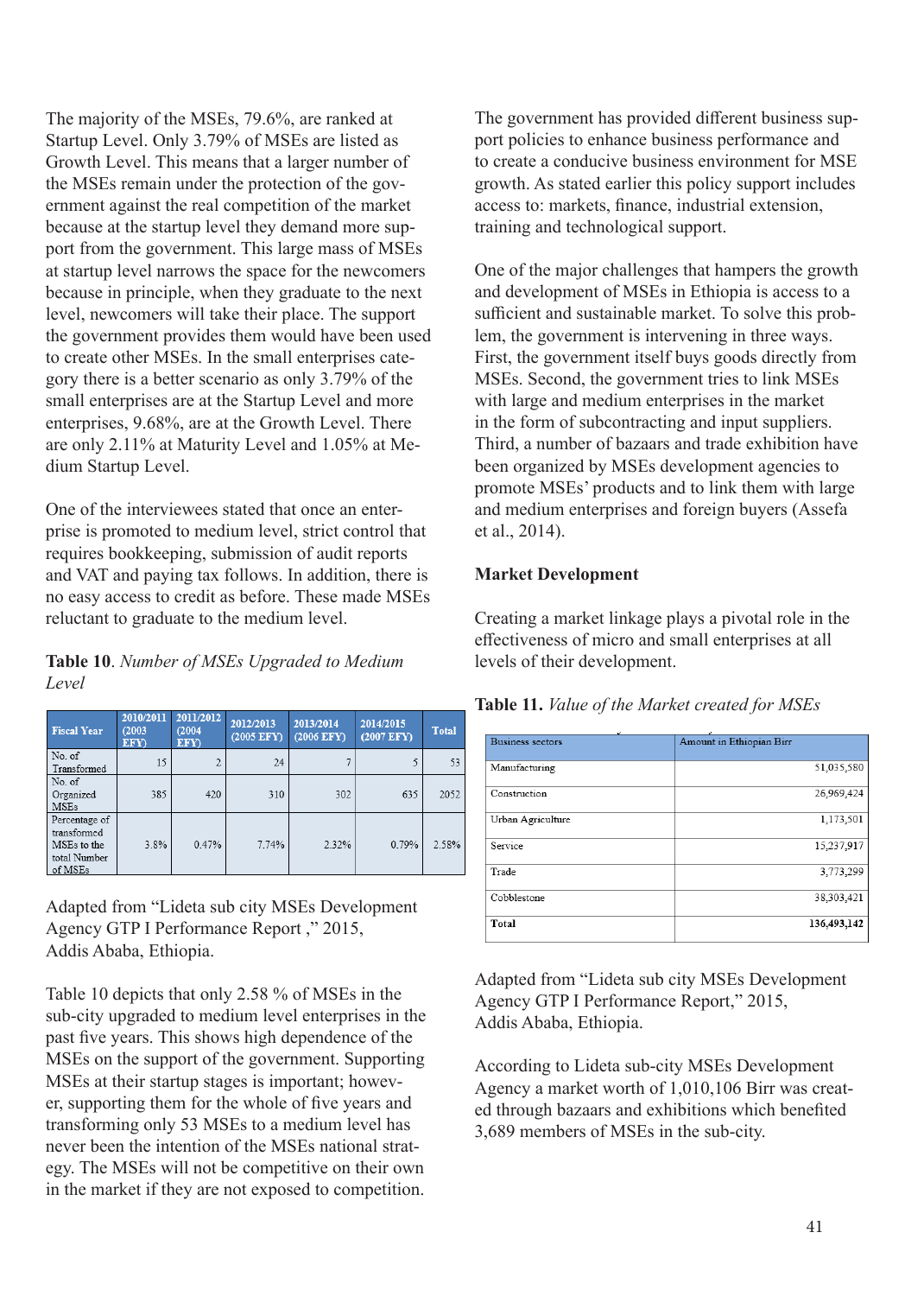The majority of the MSEs, 79.6%, are ranked at Startup Level. Only 3.79% of MSEs are listed as Growth Level. This means that a larger number of the MSEs remain under the protection of the government against the real competition of the market because at the startup level they demand more support from the government. This large mass of MSEs at startup level narrows the space for the newcomers because in principle, when they graduate to the next level, newcomers will take their place. The support the government provides them would have been used to create other MSEs. In the small enterprises category there is a better scenario as only 3.79% of the small enterprises are at the Startup Level and more enterprises, 9.68%, are at the Growth Level. There are only 2.11% at Maturity Level and 1.05% at Medium Startup Level.

One of the interviewees stated that once an enterprise is promoted to medium level, strict control that requires bookkeeping, submission of audit reports and VAT and paying tax follows. In addition, there is no easy access to credit as before. These made MSEs reluctant to graduate to the medium level.

**Table 10**. *Number of MSEs Upgraded to Medium Level*

| Fiscal Year | 2010/2011 (2003 EFY) | 2011/2012 (2004 EFY) | 2012/2013 (2005 EFY) | 2013/2014 (2006 EFY) | 2014/2015 (2007 EFY) | Total |
|---|---|---|---|---|---|---|
| No. of Transformed | 15 | 2 | 24 | 7 | 5 | 53 |
| No. of Organized MSEs | 385 | 420 | 310 | 302 | 635 | 2052 |
| Percentage of transformed MSEs to the total Number of MSEs | 3.8% | 0.47% | 7.74% | 2.32% | 0.79% | 2.58% |

Adapted from "Lideta sub city MSEs Development Agency GTP I Performance Report ," 2015, Addis Ababa, Ethiopia.

Table 10 depicts that only 2.58 % of MSEs in the sub-city upgraded to medium level enterprises in the past five years. This shows high dependence of the MSEs on the support of the government. Supporting MSEs at their startup stages is important; however, supporting them for the whole of five years and transforming only 53 MSEs to a medium level has never been the intention of the MSEs national strategy. The MSEs will not be competitive on their own in the market if they are not exposed to competition.

The government has provided different business support policies to enhance business performance and to create a conducive business environment for MSE growth. As stated earlier this policy support includes access to: markets, finance, industrial extension, training and technological support.

One of the major challenges that hampers the growth and development of MSEs in Ethiopia is access to a sufficient and sustainable market. To solve this problem, the government is intervening in three ways. First, the government itself buys goods directly from MSEs. Second, the government tries to link MSEs with large and medium enterprises in the market in the form of subcontracting and input suppliers. Third, a number of bazaars and trade exhibition have been organized by MSEs development agencies to promote MSEs' products and to link them with large and medium enterprises and foreign buyers (Assefa et al., 2014).

**Market Development**

Creating a market linkage plays a pivotal role in the effectiveness of micro and small enterprises at all levels of their development.

**Table 11.** *Value of the Market created for MSEs*

| Business sectors | Amount in Ethiopian Birr |
|---|---|
| Manufacturing | 51,035,580 |
| Construction | 26,969,424 |
| Urban Agriculture | 1,173,501 |
| Service | 15,237,917 |
| Trade | 3,773,299 |
| Cobblestone | 38,303,421 |
| **Total** | **136,493,142** |

Adapted from "Lideta sub city MSEs Development Agency GTP I Performance Report," 2015, Addis Ababa, Ethiopia.

According to Lideta sub-city MSEs Development Agency a market worth of 1,010,106 Birr was created through bazaars and exhibitions which benefited 3,689 members of MSEs in the sub-city.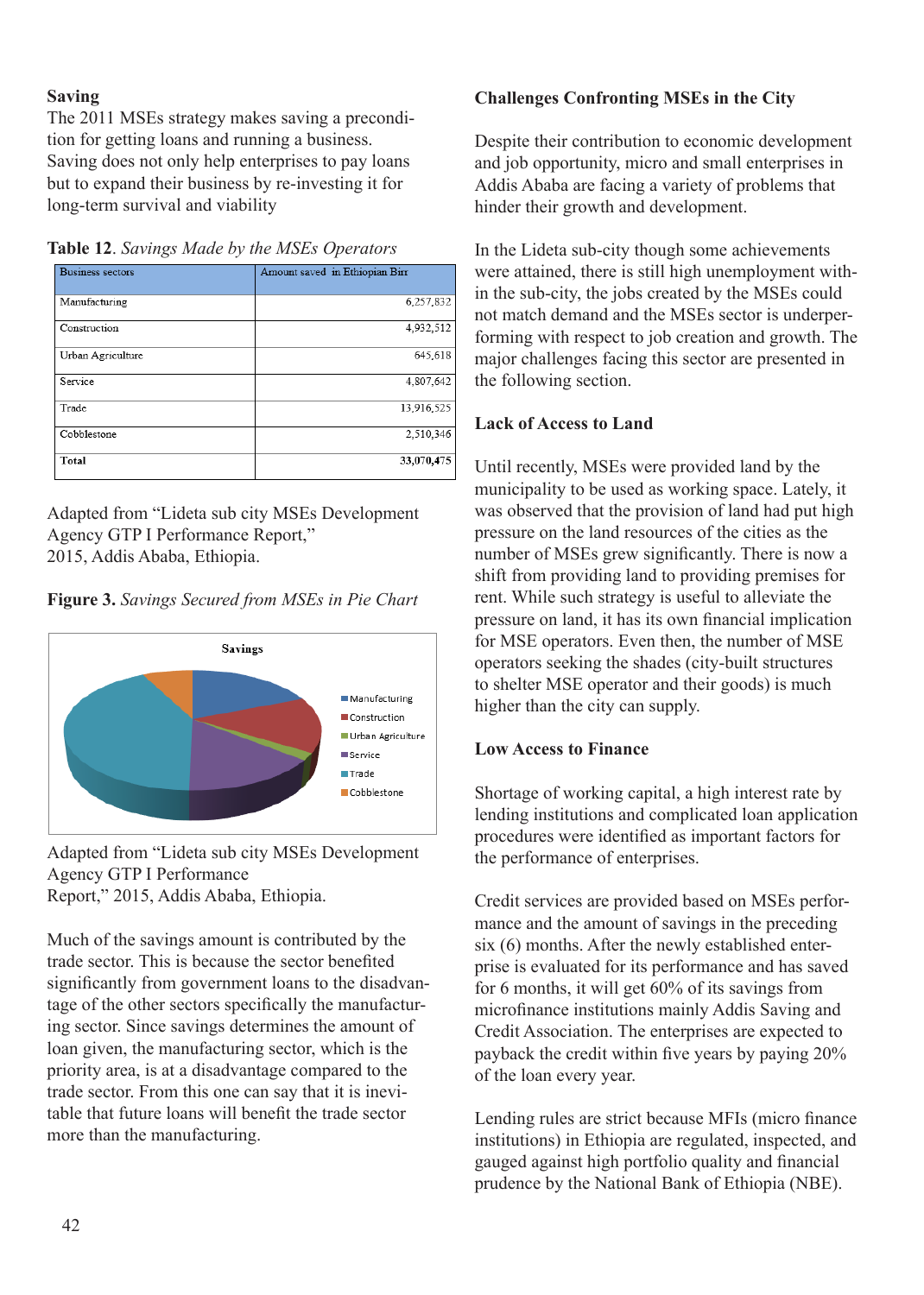### Saving

The 2011 MSEs strategy makes saving a precondition for getting loans and running a business. Saving does not only help enterprises to pay loans but to expand their business by re-investing it for long-term survival and viability

**Table 12**. *Savings Made by the MSEs Operators*

| Business sectors | Amount saved in Ethiopian Birr |
|---|---|
| Manufacturing | 6,257,832 |
| Construction | 4,932,512 |
| Urban Agriculture | 645,618 |
| Service | 4,807,642 |
| Trade | 13,916,525 |
| Cobblestone | 2,510,346 |
| **Total** | **33,070,475** |

Adapted from "Lideta sub city MSEs Development Agency GTP I Performance Report," 2015, Addis Ababa, Ethiopia.

**Figure 3.** *Savings Secured from MSEs in Pie Chart*

Adapted from "Lideta sub city MSEs Development Agency GTP I Performance Report," 2015, Addis Ababa, Ethiopia.

Much of the savings amount is contributed by the trade sector. This is because the sector benefited significantly from government loans to the disadvantage of the other sectors specifically the manufacturing sector. Since savings determines the amount of loan given, the manufacturing sector, which is the priority area, is at a disadvantage compared to the trade sector. From this one can say that it is inevitable that future loans will benefit the trade sector more than the manufacturing.

### Challenges Confronting MSEs in the City

Despite their contribution to economic development and job opportunity, micro and small enterprises in Addis Ababa are facing a variety of problems that hinder their growth and development.

In the Lideta sub-city though some achievements were attained, there is still high unemployment within the sub-city, the jobs created by the MSEs could not match demand and the MSEs sector is underperforming with respect to job creation and growth. The major challenges facing this sector are presented in the following section.

### Lack of Access to Land

Until recently, MSEs were provided land by the municipality to be used as working space. Lately, it was observed that the provision of land had put high pressure on the land resources of the cities as the number of MSEs grew significantly. There is now a shift from providing land to providing premises for rent. While such strategy is useful to alleviate the pressure on land, it has its own financial implication for MSE operators. Even then, the number of MSE operators seeking the shades (city-built structures to shelter MSE operator and their goods) is much higher than the city can supply.

### Low Access to Finance

Shortage of working capital, a high interest rate by lending institutions and complicated loan application procedures were identified as important factors for the performance of enterprises.

Credit services are provided based on MSEs performance and the amount of savings in the preceding six (6) months. After the newly established enterprise is evaluated for its performance and has saved for 6 months, it will get 60% of its savings from microfinance institutions mainly Addis Saving and Credit Association. The enterprises are expected to payback the credit within five years by paying 20% of the loan every year.

Lending rules are strict because MFIs (micro finance institutions) in Ethiopia are regulated, inspected, and gauged against high portfolio quality and financial prudence by the National Bank of Ethiopia (NBE).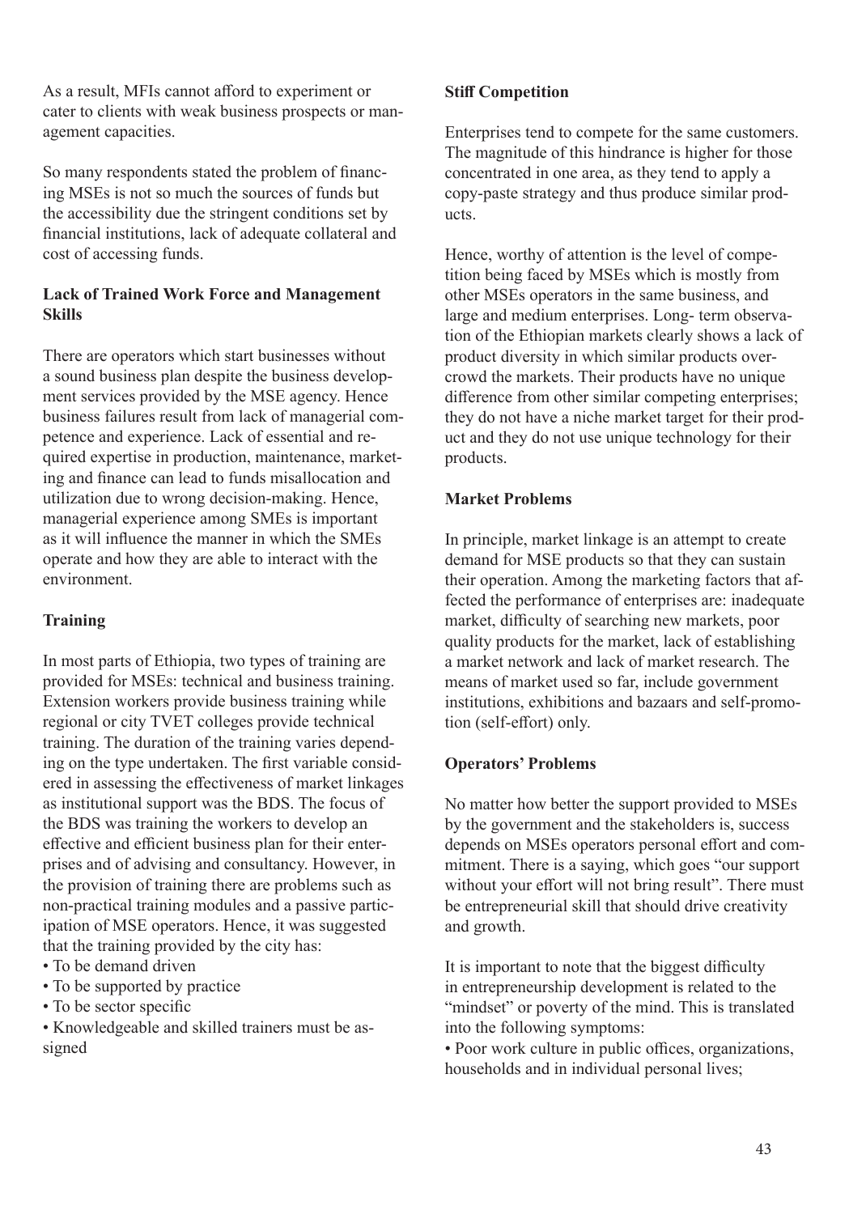As a result, MFIs cannot afford to experiment or cater to clients with weak business prospects or management capacities.

So many respondents stated the problem of financing MSEs is not so much the sources of funds but the accessibility due the stringent conditions set by financial institutions, lack of adequate collateral and cost of accessing funds.

**Lack of Trained Work Force and Management Skills**

There are operators which start businesses without a sound business plan despite the business development services provided by the MSE agency. Hence business failures result from lack of managerial competence and experience. Lack of essential and required expertise in production, maintenance, marketing and finance can lead to funds misallocation and utilization due to wrong decision-making. Hence, managerial experience among SMEs is important as it will influence the manner in which the SMEs operate and how they are able to interact with the environment.

**Training**

In most parts of Ethiopia, two types of training are provided for MSEs: technical and business training. Extension workers provide business training while regional or city TVET colleges provide technical training. The duration of the training varies depending on the type undertaken. The first variable considered in assessing the effectiveness of market linkages as institutional support was the BDS. The focus of the BDS was training the workers to develop an effective and efficient business plan for their enterprises and of advising and consultancy. However, in the provision of training there are problems such as non-practical training modules and a passive participation of MSE operators. Hence, it was suggested that the training provided by the city has:

- To be demand driven
- To be supported by practice
- To be sector specific
- Knowledgeable and skilled trainers must be assigned

**Stiff Competition**

Enterprises tend to compete for the same customers. The magnitude of this hindrance is higher for those concentrated in one area, as they tend to apply a copy-paste strategy and thus produce similar products.

Hence, worthy of attention is the level of competition being faced by MSEs which is mostly from other MSEs operators in the same business, and large and medium enterprises. Long- term observation of the Ethiopian markets clearly shows a lack of product diversity in which similar products overcrowd the markets. Their products have no unique difference from other similar competing enterprises; they do not have a niche market target for their product and they do not use unique technology for their products.

**Market Problems**

In principle, market linkage is an attempt to create demand for MSE products so that they can sustain their operation. Among the marketing factors that affected the performance of enterprises are: inadequate market, difficulty of searching new markets, poor quality products for the market, lack of establishing a market network and lack of market research. The means of market used so far, include government institutions, exhibitions and bazaars and self-promotion (self-effort) only.

**Operators' Problems**

No matter how better the support provided to MSEs by the government and the stakeholders is, success depends on MSEs operators personal effort and commitment. There is a saying, which goes "our support without your effort will not bring result". There must be entrepreneurial skill that should drive creativity and growth.

It is important to note that the biggest difficulty in entrepreneurship development is related to the "mindset" or poverty of the mind. This is translated into the following symptoms:

- Poor work culture in public offices, organizations, households and in individual personal lives;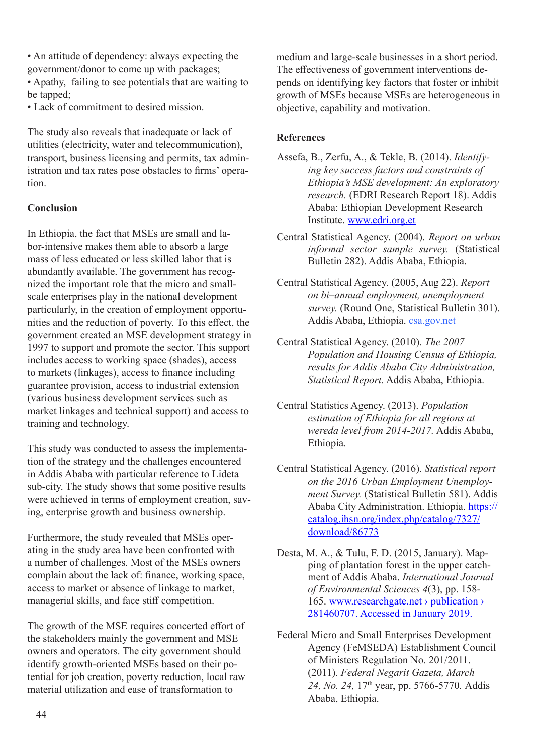• An attitude of dependency: always expecting the government/donor to come up with packages;
• Apathy, failing to see potentials that are waiting to be tapped;
• Lack of commitment to desired mission.

The study also reveals that inadequate or lack of utilities (electricity, water and telecommunication), transport, business licensing and permits, tax administration and tax rates pose obstacles to firms' operation.

**Conclusion**

In Ethiopia, the fact that MSEs are small and labor-intensive makes them able to absorb a large mass of less educated or less skilled labor that is abundantly available. The government has recognized the important role that the micro and small-scale enterprises play in the national development particularly, in the creation of employment opportunities and the reduction of poverty. To this effect, the government created an MSE development strategy in 1997 to support and promote the sector. This support includes access to working space (shades), access to markets (linkages), access to finance including guarantee provision, access to industrial extension (various business development services such as market linkages and technical support) and access to training and technology.

This study was conducted to assess the implementation of the strategy and the challenges encountered in Addis Ababa with particular reference to Lideta sub-city. The study shows that some positive results were achieved in terms of employment creation, saving, enterprise growth and business ownership.

Furthermore, the study revealed that MSEs operating in the study area have been confronted with a number of challenges. Most of the MSEs owners complain about the lack of: finance, working space, access to market or absence of linkage to market, managerial skills, and face stiff competition.

The growth of the MSE requires concerted effort of the stakeholders mainly the government and MSE owners and operators. The city government should identify growth-oriented MSEs based on their potential for job creation, poverty reduction, local raw material utilization and ease of transformation to medium and large-scale businesses in a short period. The effectiveness of government interventions depends on identifying key factors that foster or inhibit growth of MSEs because MSEs are heterogeneous in objective, capability and motivation.

**References**

Assefa, B., Zerfu, A., & Tekle, B. (2014). *Identifying key success factors and constraints of Ethiopia's MSE development: An exploratory research.* (EDRI Research Report 18). Addis Ababa: Ethiopian Development Research Institute. www.edri.org.et

Central Statistical Agency. (2004). *Report on urban informal sector sample survey.* (Statistical Bulletin 282). Addis Ababa, Ethiopia.

Central Statistical Agency. (2005, Aug 22). *Report on bi–annual employment, unemployment survey.* (Round One, Statistical Bulletin 301). Addis Ababa, Ethiopia. csa.gov.net

Central Statistical Agency. (2010). *The 2007 Population and Housing Census of Ethiopia, results for Addis Ababa City Administration, Statistical Report*. Addis Ababa, Ethiopia.

Central Statistics Agency. (2013). *Population estimation of Ethiopia for all regions at wereda level from 2014-2017.* Addis Ababa, Ethiopia.

Central Statistical Agency. (2016). *Statistical report on the 2016 Urban Employment Unemployment Survey.* (Statistical Bulletin 581). Addis Ababa City Administration. Ethiopia. https://catalog.ihsn.org/index.php/catalog/7327/download/86773

Desta, M. A., & Tulu, F. D. (2015, January). Mapping of plantation forest in the upper catchment of Addis Ababa. *International Journal of Environmental Sciences 4*(3), pp. 158-165. www.researchgate.net › publication › 281460707. Accessed in January 2019.

Federal Micro and Small Enterprises Development Agency (FeMSEDA) Establishment Council of Ministers Regulation No. 201/2011. (2011). *Federal Negarit Gazeta, March 24, No. 24,* 17th year, pp. 5766-5770*.* Addis Ababa, Ethiopia.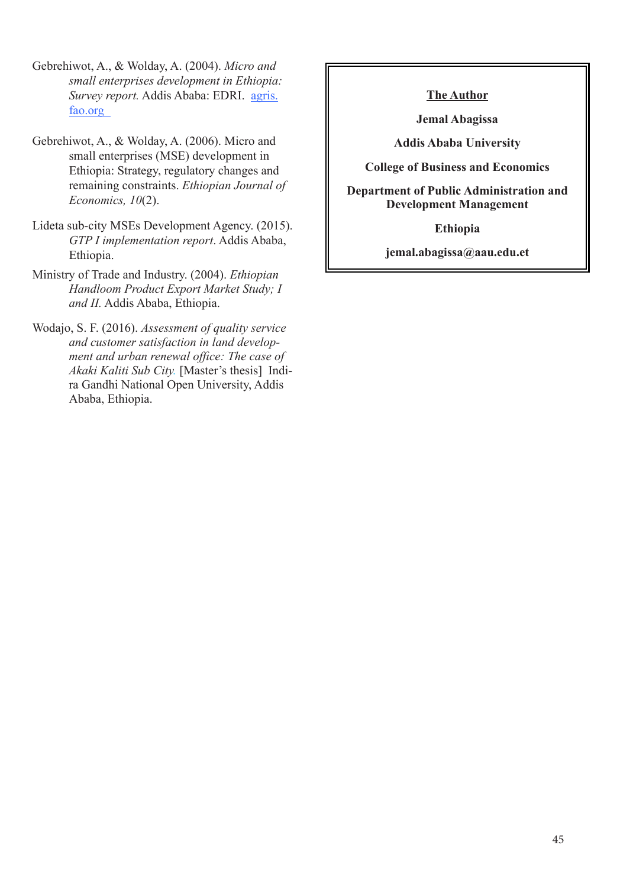Gebrehiwot, A., & Wolday, A. (2004). *Micro and small enterprises development in Ethiopia: Survey report.* Addis Ababa: EDRI. [agris.fao.org](agris.fao.org)

Gebrehiwot, A., & Wolday, A. (2006). Micro and small enterprises (MSE) development in Ethiopia: Strategy, regulatory changes and remaining constraints. *Ethiopian Journal of Economics, 10*(2).

Lideta sub-city MSEs Development Agency. (2015). *GTP I implementation report*. Addis Ababa, Ethiopia.

Ministry of Trade and Industry. (2004). *Ethiopian Handloom Product Export Market Study; I and II.* Addis Ababa, Ethiopia.

Wodajo, S. F. (2016). *Assessment of quality service and customer satisfaction in land development and urban renewal office: The case of Akaki Kaliti Sub City.* [Master's thesis] Indira Gandhi National Open University, Addis Ababa, Ethiopia.

**The Author**

**Jemal Abagissa**

**Addis Ababa University**

**College of Business and Economics**

**Department of Public Administration and Development Management**

**Ethiopia**

**jemal.abagissa@aau.edu.et**